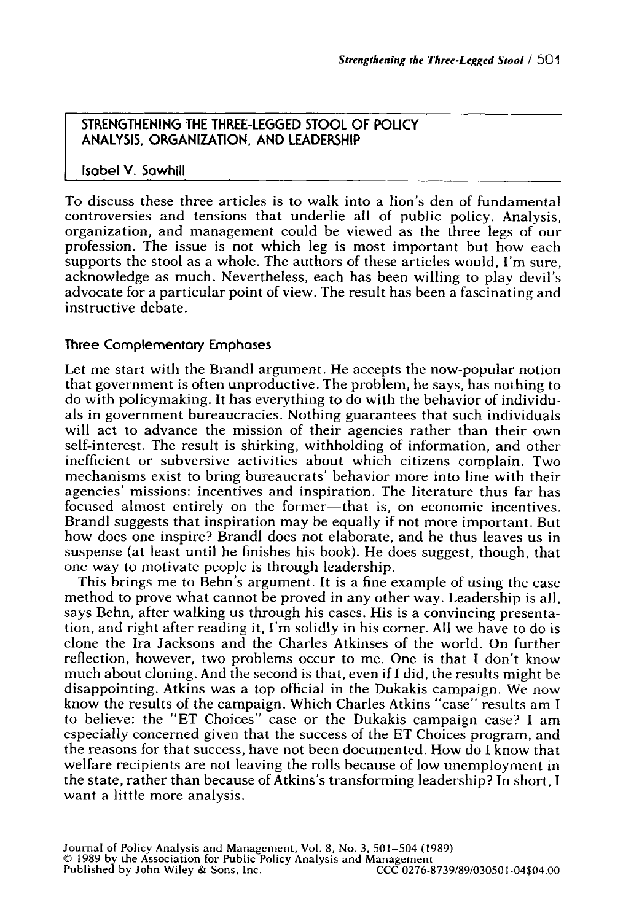## STRENGTHENING THE THREE-LEGGED STOOL OF POLICY ANALYSIS, ORGANIZATION, AND LEADERSHIP

Isabel V. Sawhill

To discuss these three articles is to walk into a lion's den of fundamental controversies and tensions that underlie all of public policy. Analysis, organization, and management could be viewed as the three legs of our profession. The issue is not which leg is most important but how each supports the stool as a whole. The authors of these articles would, I'm sure, acknowledge as much. Nevertheless, each has been willing to play devil's advocate for a particular point of view. The result has been a fascinating and instructive debate.

### Three Complementary Emphases

Let me start with the Brandl argument. He accepts the now-popular notion that government is often unproductive. The problem, he says, has nothing to do with policymaking. It has everything to do with the behavior of individuals in government bureaucracies. Nothing guarantees that such individuals will act to advance the mission of their agencies rather than their own self-interest. The result is shirking, withholding of information, and other inefficient or subversive activities about which citizens complain. Two mechanisms exist to bring bureaucrats' behavior more into line with their agencies' missions: incentives and inspiration. The literature thus far has focused almost entirely on the former—that is, on economic incentives. Brandl suggests that inspiration may be equally if not more important. But how does one inspire? Brandl does not elaborate, and he thus leaves us in suspense (at least until he finishes his book). He does suggest, though, that one way to motivate people is through leadership.

This brings me to Behn's argument. It is a fine example of using the case method to prove what cannot be proved in any other way. Leadership is all, says Behn, after walking us through his cases. His is a convincing presentation, and right after reading it, I'm solidly in his corner. All we have to do is clone the Ira Jacksons and the Charles Atkinses of the world. On further reflection, however, two problems occur to me. One is that I don't know much about cloning. And the second is that, even if I did, the results might be disappointing. Atkins was a top official in the Dukakis campaign. We now know the results of the campaign. Which Charles Atkins "case" results am I to believe: the "ET Choices" case or the Dukakis campaign case? I am especially concerned given that the success of the ET Choices program, and the reasons for that success, have not been documented. How do I know that welfare recipients are not leaving the rolls because of low unemployment in the state, rather than because of Atkins's transforming leadership? In short, I want a little more analysis.

Journal of Policy Analysis and Management, Vol. 8, No. 3, 501–504 (1989)
© 1989 by the Association for Public Policy Analysis and Management
Published by John Wiley & Sons, Inc. CCC 0276-8739/89/030501-04$04.00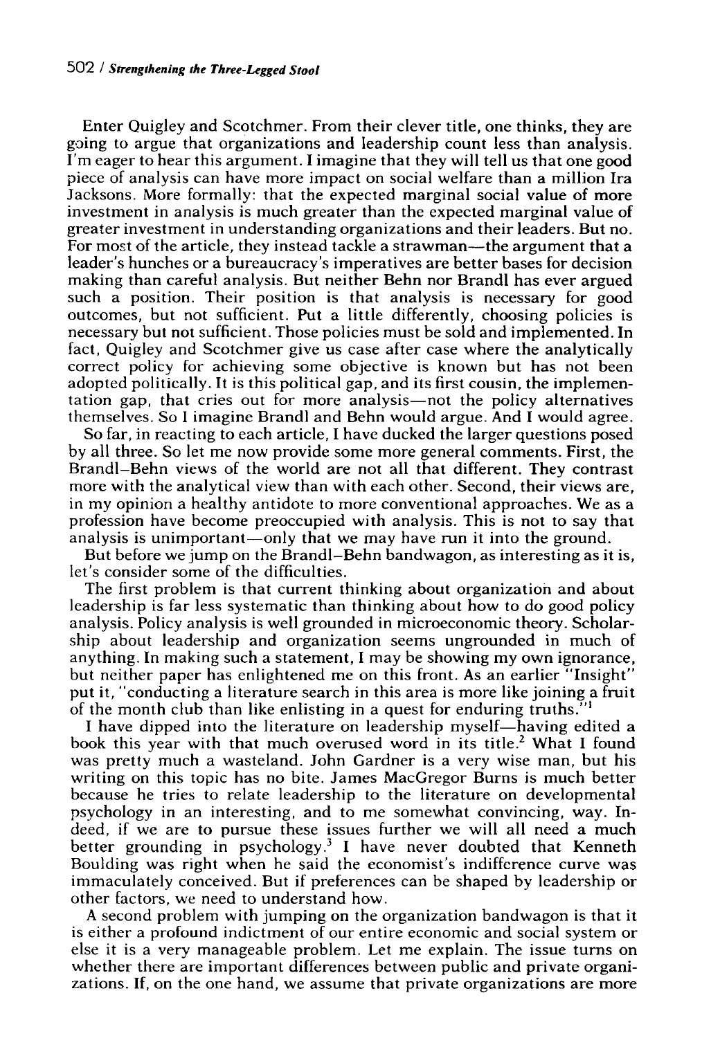Enter Quigley and Scotchmer. From their clever title, one thinks, they are going to argue that organizations and leadership count less than analysis. I'm eager to hear this argument. I imagine that they will tell us that one good piece of analysis can have more impact on social welfare than a million Ira Jacksons. More formally: that the expected marginal social value of more investment in analysis is much greater than the expected marginal value of greater investment in understanding organizations and their leaders. But no. For most of the article, they instead tackle a strawman—the argument that a leader's hunches or a bureaucracy's imperatives are better bases for decision making than careful analysis. But neither Behn nor Brandl has ever argued such a position. Their position is that analysis is necessary for good outcomes, but not sufficient. Put a little differently, choosing policies is necessary but not sufficient. Those policies must be sold and implemented. In fact, Quigley and Scotchmer give us case after case where the analytically correct policy for achieving some objective is known but has not been adopted politically. It is this political gap, and its first cousin, the implementation gap, that cries out for more analysis—not the policy alternatives themselves. So I imagine Brandl and Behn would argue. And I would agree.

So far, in reacting to each article, I have ducked the larger questions posed by all three. So let me now provide some more general comments. First, the Brandl–Behn views of the world are not all that different. They contrast more with the analytical view than with each other. Second, their views are, in my opinion a healthy antidote to more conventional approaches. We as a profession have become preoccupied with analysis. This is not to say that analysis is unimportant—only that we may have run it into the ground.

But before we jump on the Brandl–Behn bandwagon, as interesting as it is, let's consider some of the difficulties.

The first problem is that current thinking about organization and about leadership is far less systematic than thinking about how to do good policy analysis. Policy analysis is well grounded in microeconomic theory. Scholarship about leadership and organization seems ungrounded in much of anything. In making such a statement, I may be showing my own ignorance, but neither paper has enlightened me on this front. As an earlier "Insight" put it, "conducting a literature search in this area is more like joining a fruit of the month club than like enlisting in a quest for enduring truths."[1]

I have dipped into the literature on leadership myself—having edited a book this year with that much overused word in its title.[2] What I found was pretty much a wasteland. John Gardner is a very wise man, but his writing on this topic has no bite. James MacGregor Burns is much better because he tries to relate leadership to the literature on developmental psychology in an interesting, and to me somewhat convincing, way. Indeed, if we are to pursue these issues further we will all need a much better grounding in psychology.[3] I have never doubted that Kenneth Boulding was right when he said the economist's indifference curve was immaculately conceived. But if preferences can be shaped by leadership or other factors, we need to understand how.

A second problem with jumping on the organization bandwagon is that it is either a profound indictment of our entire economic and social system or else it is a very manageable problem. Let me explain. The issue turns on whether there are important differences between public and private organizations. If, on the one hand, we assume that private organizations are more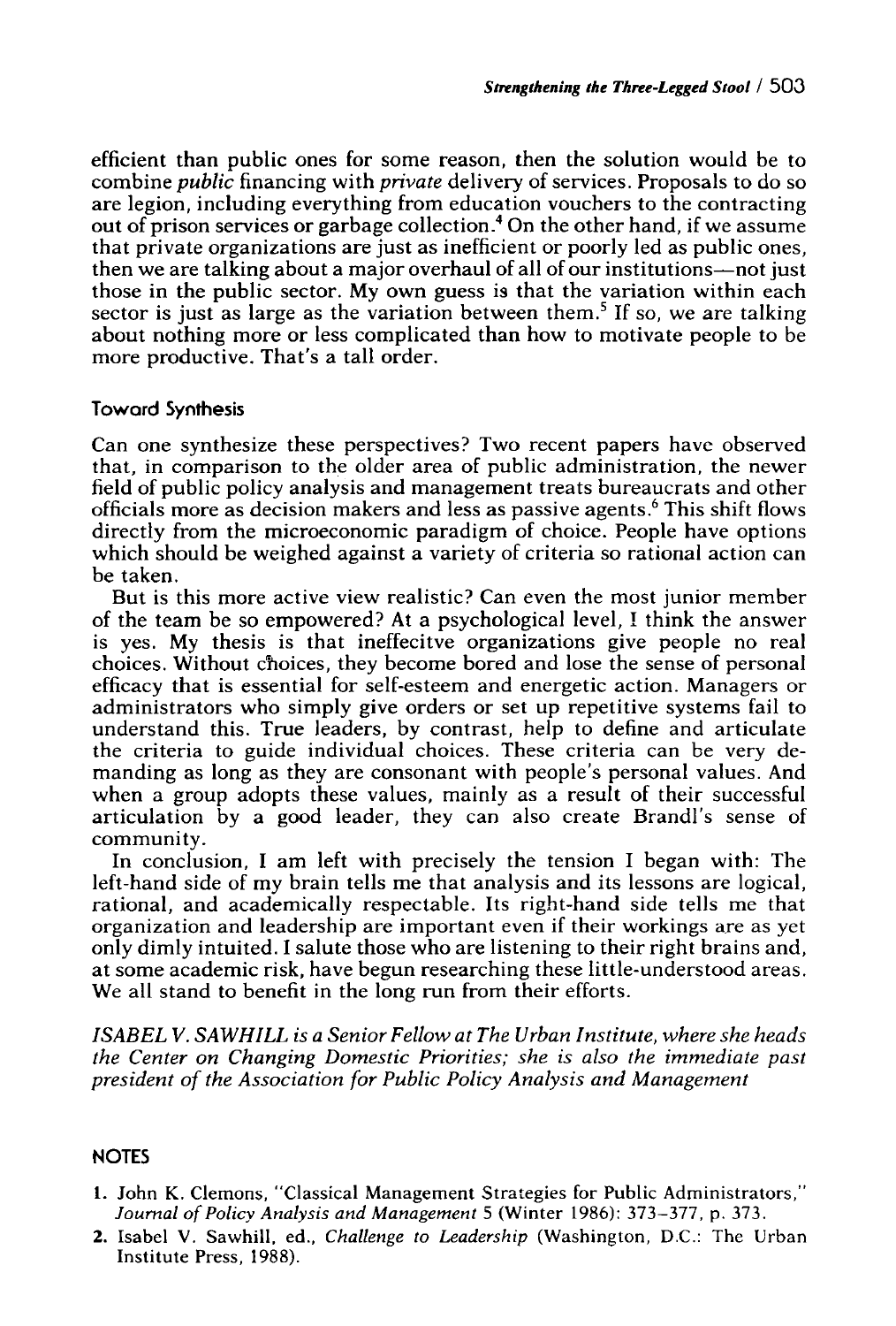efficient than public ones for some reason, then the solution would be to combine *public* financing with *private* delivery of services. Proposals to do so are legion, including everything from education vouchers to the contracting out of prison services or garbage collection.[4] On the other hand, if we assume that private organizations are just as inefficient or poorly led as public ones, then we are talking about a major overhaul of all of our institutions—not just those in the public sector. My own guess is that the variation within each sector is just as large as the variation between them.[5] If so, we are talking about nothing more or less complicated than how to motivate people to be more productive. That's a tall order.

## Toward Synthesis

Can one synthesize these perspectives? Two recent papers have observed that, in comparison to the older area of public administration, the newer field of public policy analysis and management treats bureaucrats and other officials more as decision makers and less as passive agents.[6] This shift flows directly from the microeconomic paradigm of choice. People have options which should be weighed against a variety of criteria so rational action can be taken.

But is this more active view realistic? Can even the most junior member of the team be so empowered? At a psychological level, I think the answer is yes. My thesis is that ineffecitve organizations give people no real choices. Without choices, they become bored and lose the sense of personal efficacy that is essential for self-esteem and energetic action. Managers or administrators who simply give orders or set up repetitive systems fail to understand this. True leaders, by contrast, help to define and articulate the criteria to guide individual choices. These criteria can be very demanding as long as they are consonant with people's personal values. And when a group adopts these values, mainly as a result of their successful articulation by a good leader, they can also create Brandl's sense of community.

In conclusion, I am left with precisely the tension I began with: The left-hand side of my brain tells me that analysis and its lessons are logical, rational, and academically respectable. Its right-hand side tells me that organization and leadership are important even if their workings are as yet only dimly intuited. I salute those who are listening to their right brains and, at some academic risk, have begun researching these little-understood areas. We all stand to benefit in the long run from their efforts.

*ISABEL V. SAWHILL is a Senior Fellow at The Urban Institute, where she heads the Center on Changing Domestic Priorities; she is also the immediate past president of the Association for Public Policy Analysis and Management*

## NOTES

1. John K. Clemons, "Classical Management Strategies for Public Administrators," *Journal of Policy Analysis and Management* 5 (Winter 1986): 373–377, p. 373.
2. Isabel V. Sawhill, ed., *Challenge to Leadership* (Washington, D.C.: The Urban Institute Press, 1988).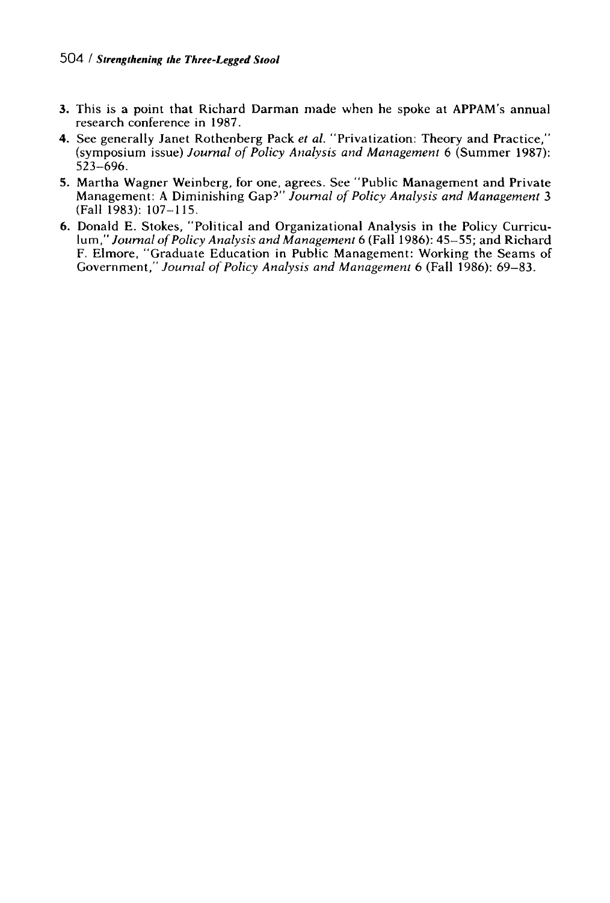3. This is a point that Richard Darman made when he spoke at APPAM's annual research conference in 1987.
4. See generally Janet Rothenberg Pack *et al.* "Privatization: Theory and Practice," (symposium issue) *Journal of Policy Analysis and Management* 6 (Summer 1987): 523–696.
5. Martha Wagner Weinberg, for one, agrees. See "Public Management and Private Management: A Diminishing Gap?" *Journal of Policy Analysis and Management* 3 (Fall 1983): 107–115.
6. Donald E. Stokes, "Political and Organizational Analysis in the Policy Curriculum," *Journal of Policy Analysis and Management* 6 (Fall 1986): 45–55; and Richard F. Elmore, "Graduate Education in Public Management: Working the Seams of Government," *Journal of Policy Analysis and Management* 6 (Fall 1986): 69–83.